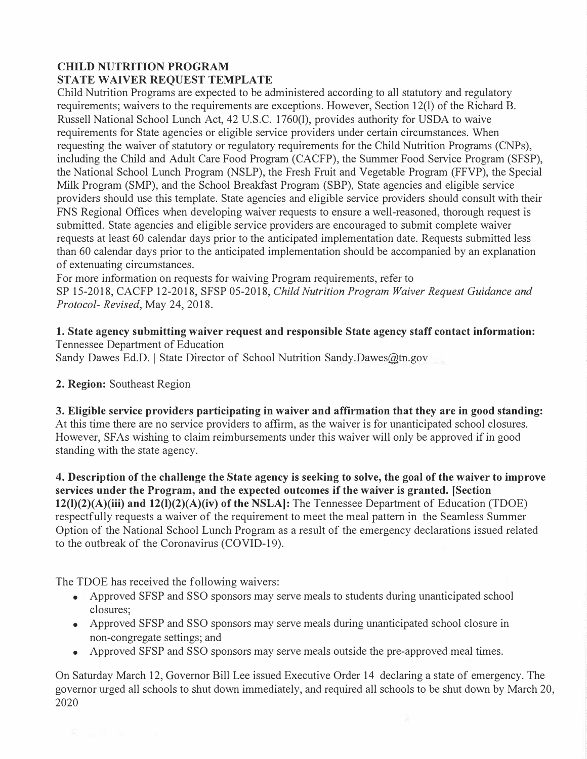# CHILD NUTRITION PROGRAM
## STATE WAIVER REQUEST TEMPLATE

Child Nutrition Programs are expected to be administered according to all statutory and regulatory requirements; waivers to the requirements are exceptions. However, Section 12(l) of the Richard B. Russell National School Lunch Act, 42 U.S.C. 1760(l), provides authority for USDA to waive requirements for State agencies or eligible service providers under certain circumstances. When requesting the waiver of statutory or regulatory requirements for the Child Nutrition Programs (CNPs), including the Child and Adult Care Food Program (CACFP), the Summer Food Service Program (SFSP), the National School Lunch Program (NSLP), the Fresh Fruit and Vegetable Program (FFVP), the Special Milk Program (SMP), and the School Breakfast Program (SBP), State agencies and eligible service providers should use this template. State agencies and eligible service providers should consult with their FNS Regional Offices when developing waiver requests to ensure a well-reasoned, thorough request is submitted. State agencies and eligible service providers are encouraged to submit complete waiver requests at least 60 calendar days prior to the anticipated implementation date. Requests submitted less than 60 calendar days prior to the anticipated implementation should be accompanied by an explanation of extenuating circumstances.

For more information on requests for waiving Program requirements, refer to SP 15-2018, CACFP 12-2018, SFSP 05-2018, *Child Nutrition Program Waiver Request Guidance and Protocol- Revised*, May 24, 2018.

**1. State agency submitting waiver request and responsible State agency staff contact information:**
Tennessee Department of Education
Sandy Dawes Ed.D. | State Director of School Nutrition Sandy.Dawes@tn.gov

**2. Region:** Southeast Region

**3. Eligible service providers participating in waiver and affirmation that they are in good standing:** At this time there are no service providers to affirm, as the waiver is for unanticipated school closures. However, SFAs wishing to claim reimbursements under this waiver will only be approved if in good standing with the state agency.

**4. Description of the challenge the State agency is seeking to solve, the goal of the waiver to improve services under the Program, and the expected outcomes if the waiver is granted. [Section 12(l)(2)(A)(iii) and 12(l)(2)(A)(iv) of the NSLA]:** The Tennessee Department of Education (TDOE) respectfully requests a waiver of the requirement to meet the meal pattern in the Seamless Summer Option of the National School Lunch Program as a result of the emergency declarations issued related to the outbreak of the Coronavirus (COVID-19).

The TDOE has received the following waivers:

- Approved SFSP and SSO sponsors may serve meals to students during unanticipated school closures;
- Approved SFSP and SSO sponsors may serve meals during unanticipated school closure in non-congregate settings; and
- Approved SFSP and SSO sponsors may serve meals outside the pre-approved meal times.

On Saturday March 12, Governor Bill Lee issued Executive Order 14 declaring a state of emergency. The governor urged all schools to shut down immediately, and required all schools to be shut down by March 20, 2020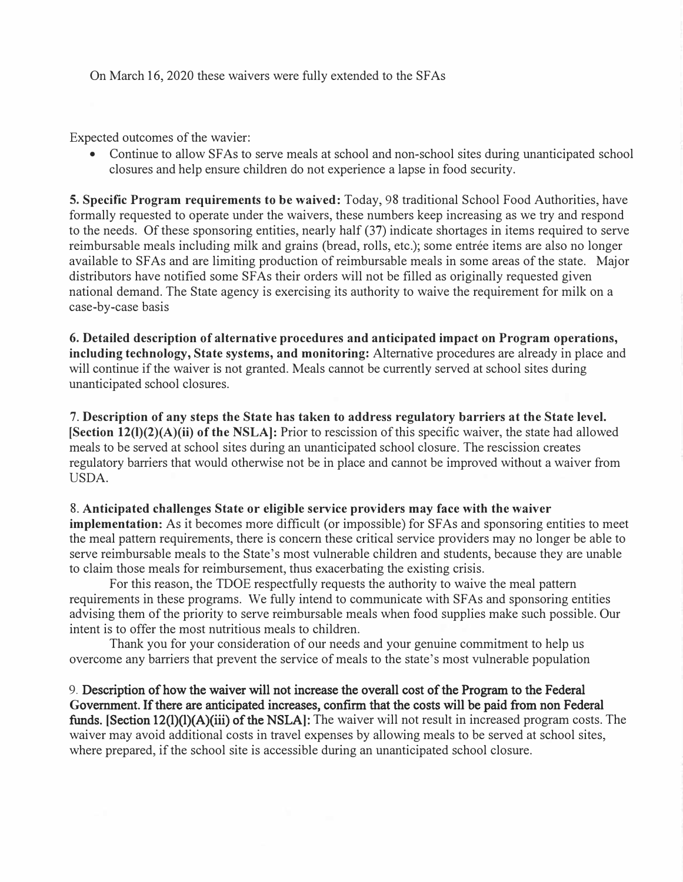On March 16, 2020 these waivers were fully extended to the SFAs

Expected outcomes of the wavier:

- Continue to allow SFAs to serve meals at school and non-school sites during unanticipated school closures and help ensure children do not experience a lapse in food security.

**5. Specific Program requirements to be waived:** Today, 98 traditional School Food Authorities, have formally requested to operate under the waivers, these numbers keep increasing as we try and respond to the needs. Of these sponsoring entities, nearly half (37) indicate shortages in items required to serve reimbursable meals including milk and grains (bread, rolls, etc.); some entrée items are also no longer available to SFAs and are limiting production of reimbursable meals in some areas of the state. Major distributors have notified some SFAs their orders will not be filled as originally requested given national demand. The State agency is exercising its authority to waive the requirement for milk on a case-by-case basis

**6. Detailed description of alternative procedures and anticipated impact on Program operations, including technology, State systems, and monitoring:** Alternative procedures are already in place and will continue if the waiver is not granted. Meals cannot be currently served at school sites during unanticipated school closures.

**7. Description of any steps the State has taken to address regulatory barriers at the State level. [Section 12(l)(2)(A)(ii) of the NSLA]:** Prior to rescission of this specific waiver, the state had allowed meals to be served at school sites during an unanticipated school closure. The rescission creates regulatory barriers that would otherwise not be in place and cannot be improved without a waiver from USDA.

8. **Anticipated challenges State or eligible service providers may face with the waiver implementation:** As it becomes more difficult (or impossible) for SFAs and sponsoring entities to meet the meal pattern requirements, there is concern these critical service providers may no longer be able to serve reimbursable meals to the State's most vulnerable children and students, because they are unable to claim those meals for reimbursement, thus exacerbating the existing crisis.

For this reason, the TDOE respectfully requests the authority to waive the meal pattern requirements in these programs. We fully intend to communicate with SFAs and sponsoring entities advising them of the priority to serve reimbursable meals when food supplies make such possible. Our intent is to offer the most nutritious meals to children.

Thank you for your consideration of our needs and your genuine commitment to help us overcome any barriers that prevent the service of meals to the state's most vulnerable population

9. **Description of how the waiver will not increase the overall cost of the Program to the Federal Government. If there are anticipated increases, confirm that the costs will be paid from non Federal funds. [Section 12(l)(l)(A)(iii) of the NSLA]:** The waiver will not result in increased program costs. The waiver may avoid additional costs in travel expenses by allowing meals to be served at school sites, where prepared, if the school site is accessible during an unanticipated school closure.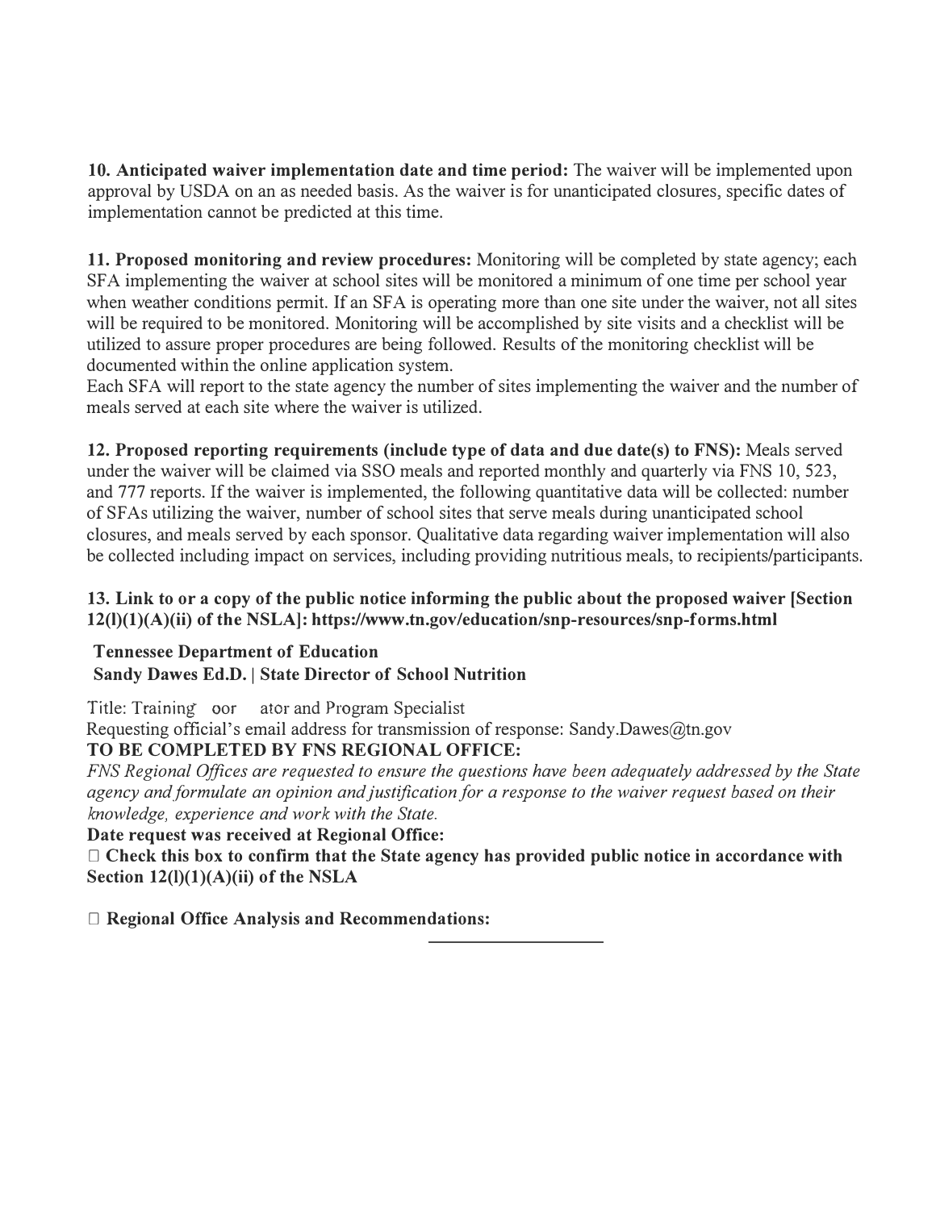**10. Anticipated waiver implementation date and time period:** The waiver will be implemented upon approval by USDA on an as needed basis. As the waiver is for unanticipated closures, specific dates of implementation cannot be predicted at this time.

**11. Proposed monitoring and review procedures:** Monitoring will be completed by state agency; each SFA implementing the waiver at school sites will be monitored a minimum of one time per school year when weather conditions permit. If an SFA is operating more than one site under the waiver, not all sites will be required to be monitored. Monitoring will be accomplished by site visits and a checklist will be utilized to assure proper procedures are being followed. Results of the monitoring checklist will be documented within the online application system.
Each SFA will report to the state agency the number of sites implementing the waiver and the number of meals served at each site where the waiver is utilized.

**12. Proposed reporting requirements (include type of data and due date(s) to FNS):** Meals served under the waiver will be claimed via SSO meals and reported monthly and quarterly via FNS 10, 523, and 777 reports. If the waiver is implemented, the following quantitative data will be collected: number of SFAs utilizing the waiver, number of school sites that serve meals during unanticipated school closures, and meals served by each sponsor. Qualitative data regarding waiver implementation will also be collected including impact on services, including providing nutritious meals, to recipients/participants.

**13. Link to or a copy of the public notice informing the public about the proposed waiver [Section 12(l)(1)(A)(ii) of the NSLA]: https://www.tn.gov/education/snp-resources/snp-forms.html**

**Tennessee Department of Education**
**Sandy Dawes Ed.D. | State Director of School Nutrition**

Title: Training oor ator and Program Specialist
Requesting official's email address for transmission of response: Sandy.Dawes@tn.gov
**TO BE COMPLETED BY FNS REGIONAL OFFICE:**
*FNS Regional Offices are requested to ensure the questions have been adequately addressed by the State agency and formulate an opinion and justification for a response to the waiver request based on their knowledge, experience and work with the State.*
**Date request was received at Regional Office:**
☐ **Check this box to confirm that the State agency has provided public notice in accordance with Section 12(l)(1)(A)(ii) of the NSLA**

☐ **Regional Office Analysis and Recommendations:**